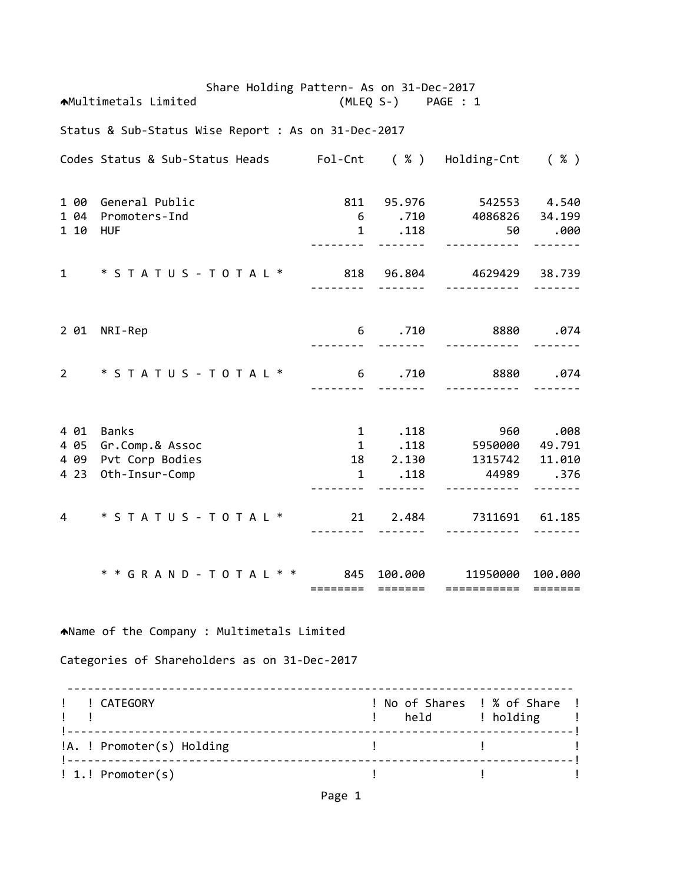Share Holding Pattern- As on 31-Dec-2017

Multimetals Limited (MLEQ S-) PAGE : 1

Status & Sub-Status Wise Report : As on 31-Dec-2017

| Codes | Status & Sub-Status Heads | Fol-Cnt | ( % ) | Holding-Cnt | ( % ) |
|---|---|---|---|---|---|
| 1 00 | General Public | 811 | 95.976 | 542553 | 4.540 |
| 1 04 | Promoters-Ind | 6 | .710 | 4086826 | 34.199 |
| 1 10 | HUF | 1 | .118 | 50 | .000 |
| 1 | * S T A T U S - T O T A L * | 818 | 96.804 | 4629429 | 38.739 |
| 2 01 | NRI-Rep | 6 | .710 | 8880 | .074 |
| 2 | * S T A T U S - T O T A L * | 6 | .710 | 8880 | .074 |
| 4 01 | Banks | 1 | .118 | 960 | .008 |
| 4 05 | Gr.Comp.& Assoc | 1 | .118 | 5950000 | 49.791 |
| 4 09 | Pvt Corp Bodies | 18 | 2.130 | 1315742 | 11.010 |
| 4 23 | Oth-Insur-Comp | 1 | .118 | 44989 | .376 |
| 4 | * S T A T U S - T O T A L * | 21 | 2.484 | 7311691 | 61.185 |
| | * * G R A N D - T O T A L * * | 845 | 100.000 | 11950000 | 100.000 |

Name of the Company : Multimetals Limited

Categories of Shareholders as on 31-Dec-2017

| | CATEGORY | No of Shares held | % of Share holding |
|---|---|---|---|
| A. | Promoter(s) Holding | | |
| 1. | Promoter(s) | | |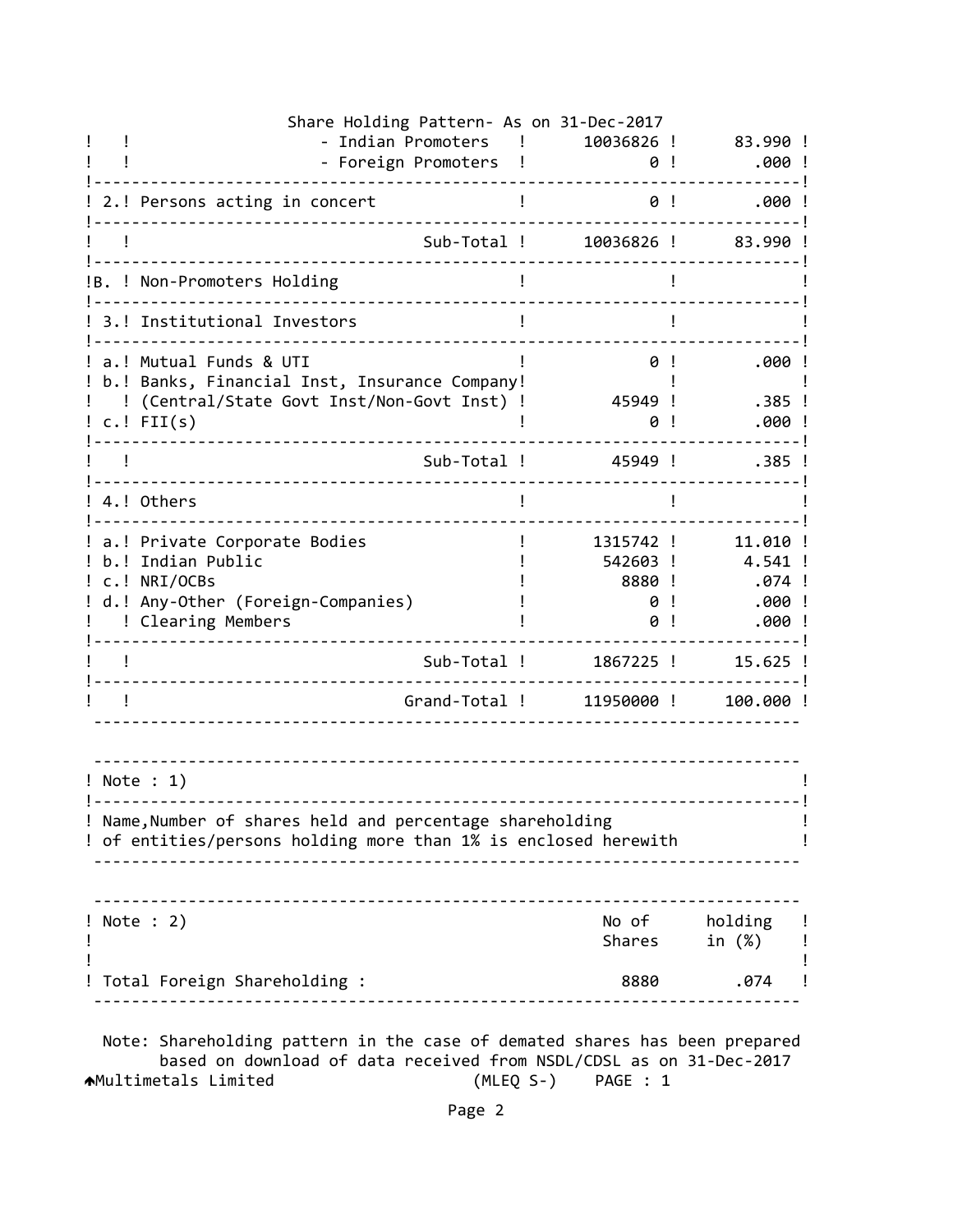Share Holding Pattern- As on 31-Dec-2017

| | | | |
|---|---|---|---|
| | - Indian Promoters | 10036826 | 83.990 |
| | - Foreign Promoters | 0 | .000 |
| 2. | Persons acting in concert | 0 | .000 |
| | Sub-Total | 10036826 | 83.990 |
| B. | Non-Promoters Holding | | |
| 3. | Institutional Investors | | |
| a. | Mutual Funds & UTI | 0 | .000 |
| b. | Banks, Financial Inst, Insurance Company (Central/State Govt Inst/Non-Govt Inst) | 45949 | .385 |
| c. | FII(s) | 0 | .000 |
| | Sub-Total | 45949 | .385 |
| 4. | Others | | |
| a. | Private Corporate Bodies | 1315742 | 11.010 |
| b. | Indian Public | 542603 | 4.541 |
| c. | NRI/OCBs | 8880 | .074 |
| d. | Any-Other (Foreign-Companies) | 0 | .000 |
| | Clearing Members | 0 | .000 |
| | Sub-Total | 1867225 | 15.625 |
| | Grand-Total | 11950000 | 100.000 |

Note : 1)

Name,Number of shares held and percentage shareholding of entities/persons holding more than 1% is enclosed herewith

| Note : 2) | No of Shares | holding in (%) |
|---|---|---|
| Total Foreign Shareholding : | 8880 | .074 |

Note: Shareholding pattern in the case of demated shares has been prepared based on download of data received from NSDL/CDSL as on 31-Dec-2017

Multimetals Limited (MLEQ S-) PAGE : 1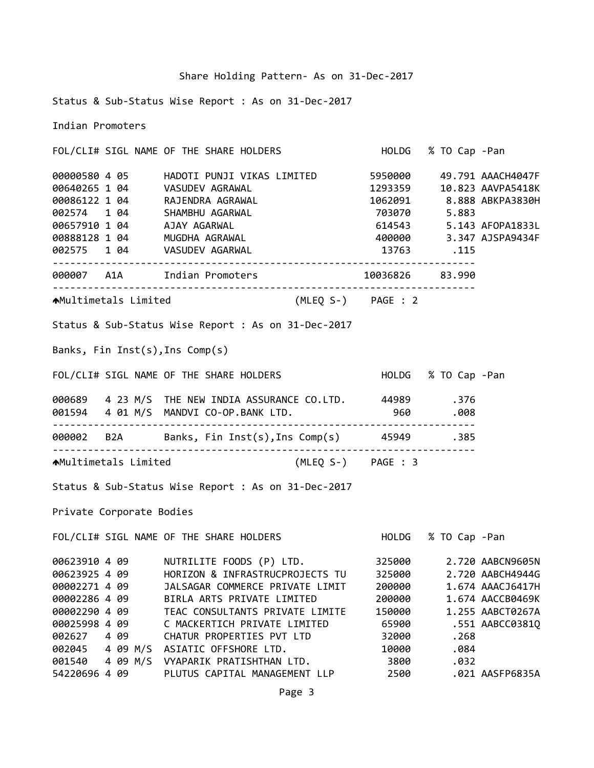## Share Holding Pattern- As on 31-Dec-2017

Status & Sub-Status Wise Report : As on 31-Dec-2017

### Indian Promoters

| FOL/CLI# | SIGL | | NAME OF THE SHARE HOLDERS | HOLDG | % TO Cap | -Pan |
|---|---|---|---|---|---|---|
| 00000580 | 4 05 | | HADOTI PUNJI VIKAS LIMITED | 5950000 | 49.791 | AAACH4047F |
| 00640265 | 1 04 | | VASUDEV AGRAWAL | 1293359 | 10.823 | AAVPA5418K |
| 00086122 | 1 04 | | RAJENDRA AGRAWAL | 1062091 | 8.888 | ABKPA3830H |
| 002574 | 1 04 | | SHAMBHU AGARWAL | 703070 | 5.883 | |
| 00657910 | 1 04 | | AJAY AGARWAL | 614543 | 5.143 | AFOPA1833L |
| 00888128 | 1 04 | | MUGDHA AGRAWAL | 400000 | 3.347 | AJSPA9434F |
| 002575 | 1 04 | | VASUDEV AGARWAL | 13763 | .115 | |
| 000007 | A1A | | Indian Promoters | 10036826 | 83.990 | |

Multimetals Limited (MLEQ S-) PAGE : 2

Status & Sub-Status Wise Report : As on 31-Dec-2017

### Banks, Fin Inst(s),Ins Comp(s)

| FOL/CLI# | SIGL | | NAME OF THE SHARE HOLDERS | HOLDG | % TO Cap | -Pan |
|---|---|---|---|---|---|---|
| 000689 | 4 23 | M/S | THE NEW INDIA ASSURANCE CO.LTD. | 44989 | .376 | |
| 001594 | 4 01 | M/S | MANDVI CO-OP.BANK LTD. | 960 | .008 | |
| 000002 | B2A | | Banks, Fin Inst(s),Ins Comp(s) | 45949 | .385 | |

Multimetals Limited (MLEQ S-) PAGE : 3

Status & Sub-Status Wise Report : As on 31-Dec-2017

### Private Corporate Bodies

| FOL/CLI# | SIGL | | NAME OF THE SHARE HOLDERS | HOLDG | % TO Cap | -Pan |
|---|---|---|---|---|---|---|
| 00623910 | 4 09 | | NUTRILITE FOODS (P) LTD. | 325000 | 2.720 | AABCN9605N |
| 00623925 | 4 09 | | HORIZON & INFRASTRUCPROJECTS TU | 325000 | 2.720 | AABCH4944G |
| 00002271 | 4 09 | | JALSAGAR COMMERCE PRIVATE LIMIT | 200000 | 1.674 | AAACJ6417H |
| 00002286 | 4 09 | | BIRLA ARTS PRIVATE LIMITED | 200000 | 1.674 | AACCB0469K |
| 00002290 | 4 09 | | TEAC CONSULTANTS PRIVATE LIMITE | 150000 | 1.255 | AABCT0267A |
| 00025998 | 4 09 | | C MACKERTICH PRIVATE LIMITED | 65900 | .551 | AABCC0381Q |
| 002627 | 4 09 | | CHATUR PROPERTIES PVT LTD | 32000 | .268 | |
| 002045 | 4 09 | M/S | ASIATIC OFFSHORE LTD. | 10000 | .084 | |
| 001540 | 4 09 | M/S | VYAPARIK PRATISHTHAN LTD. | 3800 | .032 | |
| 54220696 | 4 09 | | PLUTUS CAPITAL MANAGEMENT LLP | 2500 | .021 | AASFP6835A |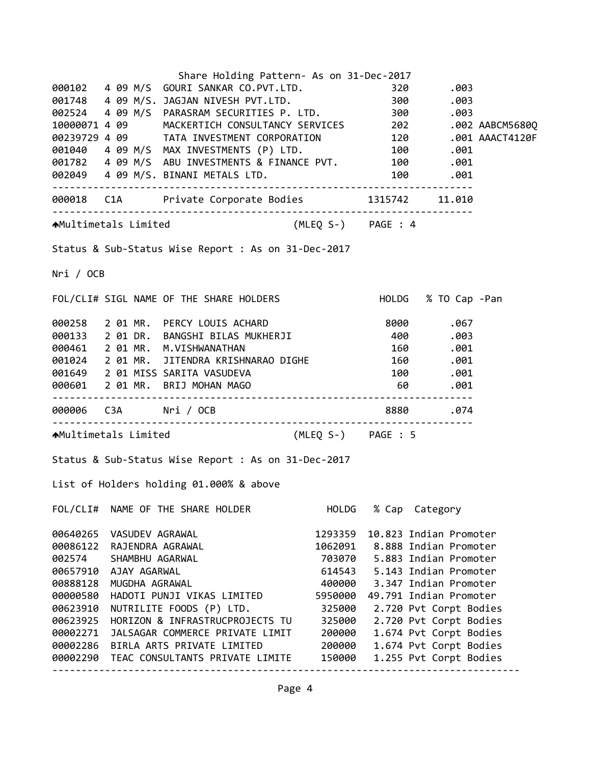Share Holding Pattern- As on 31-Dec-2017

| FOL/CLI# | SIGL | NAME OF THE SHARE HOLDERS | HOLDG | % TO Cap | -Pan |
|---|---|---|---|---|---|
| 000102 | 4 09 | M/S GOURI SANKAR CO.PVT.LTD. | 320 | .003 | |
| 001748 | 4 09 | M/S. JAGJAN NIVESH PVT.LTD. | 300 | .003 | |
| 002524 | 4 09 | M/S PARASRAM SECURITIES P. LTD. | 300 | .003 | |
| 10000071 | 4 09 | MACKERTICH CONSULTANCY SERVICES | 202 | .002 | AABCM5680Q |
| 00239729 | 4 09 | TATA INVESTMENT CORPORATION | 120 | .001 | AAACT4120F |
| 001040 | 4 09 | M/S MAX INVESTMENTS (P) LTD. | 100 | .001 | |
| 001782 | 4 09 | M/S ABU INVESTMENTS & FINANCE PVT. | 100 | .001 | |
| 002049 | 4 09 | M/S. BINANI METALS LTD. | 100 | .001 | |
| 000018 | C1A | Private Corporate Bodies | 1315742 | 11.010 | |

Multimetals Limited (MLEQ S-) PAGE : 4

Status & Sub-Status Wise Report : As on 31-Dec-2017

Nri / OCB

| FOL/CLI# | SIGL | NAME OF THE SHARE HOLDERS | HOLDG | % TO Cap | -Pan |
|---|---|---|---|---|---|
| 000258 | 2 01 | MR. PERCY LOUIS ACHARD | 8000 | .067 | |
| 000133 | 2 01 | DR. BANGSHI BILAS MUKHERJI | 400 | .003 | |
| 000461 | 2 01 | MR. M.VISHWANATHAN | 160 | .001 | |
| 001024 | 2 01 | MR. JITENDRA KRISHNARAO DIGHE | 160 | .001 | |
| 001649 | 2 01 | MISS SARITA VASUDEVA | 100 | .001 | |
| 000601 | 2 01 | MR. BRIJ MOHAN MAGO | 60 | .001 | |
| 000006 | C3A | Nri / OCB | 8880 | .074 | |

Multimetals Limited (MLEQ S-) PAGE : 5

Status & Sub-Status Wise Report : As on 31-Dec-2017

List of Holders holding 01.000% & above

| FOL/CLI# | NAME OF THE SHARE HOLDER | HOLDG | % Cap | Category |
|---|---|---|---|---|
| 00640265 | VASUDEV AGRAWAL | 1293359 | 10.823 | Indian Promoter |
| 00086122 | RAJENDRA AGRAWAL | 1062091 | 8.888 | Indian Promoter |
| 002574 | SHAMBHU AGARWAL | 703070 | 5.883 | Indian Promoter |
| 00657910 | AJAY AGARWAL | 614543 | 5.143 | Indian Promoter |
| 00888128 | MUGDHA AGRAWAL | 400000 | 3.347 | Indian Promoter |
| 00000580 | HADOTI PUNJI VIKAS LIMITED | 5950000 | 49.791 | Indian Promoter |
| 00623910 | NUTRILITE FOODS (P) LTD. | 325000 | 2.720 | Pvt Corpt Bodies |
| 00623925 | HORIZON & INFRASTRUCPROJECTS TU | 325000 | 2.720 | Pvt Corpt Bodies |
| 00002271 | JALSAGAR COMMERCE PRIVATE LIMIT | 200000 | 1.674 | Pvt Corpt Bodies |
| 00002286 | BIRLA ARTS PRIVATE LIMITED | 200000 | 1.674 | Pvt Corpt Bodies |
| 00002290 | TEAC CONSULTANTS PRIVATE LIMITE | 150000 | 1.255 | Pvt Corpt Bodies |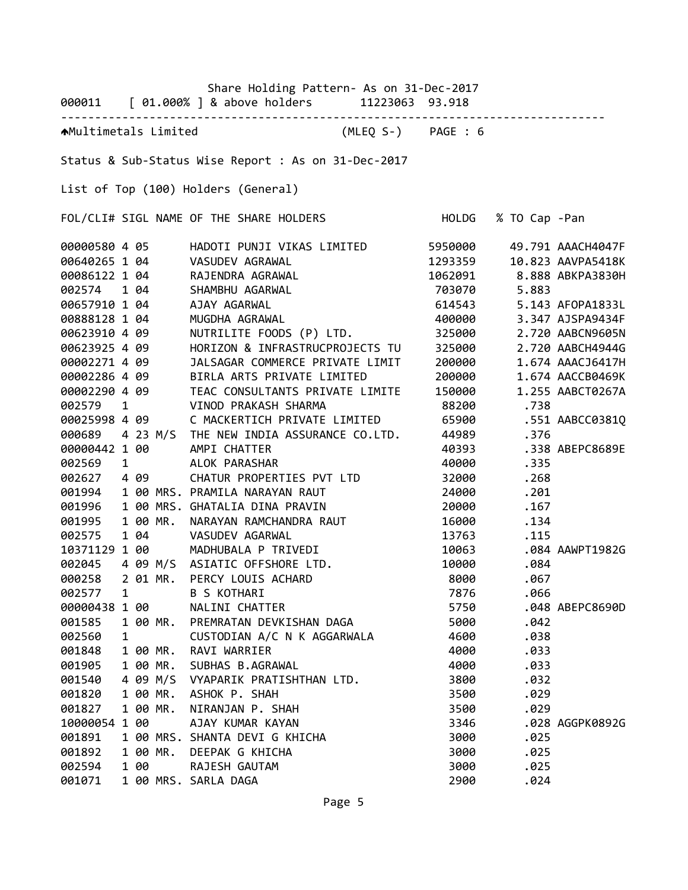Share Holding Pattern- As on 31-Dec-2017

000011 [ 01.000% ] & above holders 11223063 93.918

---

Multimetals Limited (MLEQ S-) PAGE : 6

Status & Sub-Status Wise Report : As on 31-Dec-2017

List of Top (100) Holders (General)

| FOL/CLI# | SIGL | | NAME OF THE SHARE HOLDERS | HOLDG | % TO Cap | -Pan |
|---|---|---|---|---|---|---|
| 00000580 | 4 05 | | HADOTI PUNJI VIKAS LIMITED | 5950000 | 49.791 | AAACH4047F |
| 00640265 | 1 04 | | VASUDEV AGRAWAL | 1293359 | 10.823 | AAVPA5418K |
| 00086122 | 1 04 | | RAJENDRA AGRAWAL | 1062091 | 8.888 | ABKPA3830H |
| 002574 | 1 04 | | SHAMBHU AGARWAL | 703070 | 5.883 | |
| 00657910 | 1 04 | | AJAY AGARWAL | 614543 | 5.143 | AFOPA1833L |
| 00888128 | 1 04 | | MUGDHA AGRAWAL | 400000 | 3.347 | AJSPA9434F |
| 00623910 | 4 09 | | NUTRILITE FOODS (P) LTD. | 325000 | 2.720 | AABCN9605N |
| 00623925 | 4 09 | | HORIZON & INFRASTRUCPROJECTS TU | 325000 | 2.720 | AABCH4944G |
| 00002271 | 4 09 | | JALSAGAR COMMERCE PRIVATE LIMIT | 200000 | 1.674 | AAACJ6417H |
| 00002286 | 4 09 | | BIRLA ARTS PRIVATE LIMITED | 200000 | 1.674 | AACCB0469K |
| 00002290 | 4 09 | | TEAC CONSULTANTS PRIVATE LIMITE | 150000 | 1.255 | AABCT0267A |
| 002579 | 1 | | VINOD PRAKASH SHARMA | 88200 | .738 | |
| 00025998 | 4 09 | | C MACKERTICH PRIVATE LIMITED | 65900 | .551 | AABCC0381Q |
| 000689 | 4 23 | M/S | THE NEW INDIA ASSURANCE CO.LTD. | 44989 | .376 | |
| 00000442 | 1 00 | | AMPI CHATTER | 40393 | .338 | ABEPC8689E |
| 002569 | 1 | | ALOK PARASHAR | 40000 | .335 | |
| 002627 | 4 09 | | CHATUR PROPERTIES PVT LTD | 32000 | .268 | |
| 001994 | 1 00 | MRS. | PRAMILA NARAYAN RAUT | 24000 | .201 | |
| 001996 | 1 00 | MRS. | GHATALIA DINA PRAVIN | 20000 | .167 | |
| 001995 | 1 00 | MR. | NARAYAN RAMCHANDRA RAUT | 16000 | .134 | |
| 002575 | 1 04 | | VASUDEV AGARWAL | 13763 | .115 | |
| 10371129 | 1 00 | | MADHUBALA P TRIVEDI | 10063 | .084 | AAWPT1982G |
| 002045 | 4 09 | M/S | ASIATIC OFFSHORE LTD. | 10000 | .084 | |
| 000258 | 2 01 | MR. | PERCY LOUIS ACHARD | 8000 | .067 | |
| 002577 | 1 | | B S KOTHARI | 7876 | .066 | |
| 00000438 | 1 00 | | NALINI CHATTER | 5750 | .048 | ABEPC8690D |
| 001585 | 1 00 | MR. | PREMRATAN DEVKISHAN DAGA | 5000 | .042 | |
| 002560 | 1 | | CUSTODIAN A/C N K AGGARWALA | 4600 | .038 | |
| 001848 | 1 00 | MR. | RAVI WARRIER | 4000 | .033 | |
| 001905 | 1 00 | MR. | SUBHAS B.AGRAWAL | 4000 | .033 | |
| 001540 | 4 09 | M/S | VYAPARIK PRATISHTHAN LTD. | 3800 | .032 | |
| 001820 | 1 00 | MR. | ASHOK P. SHAH | 3500 | .029 | |
| 001827 | 1 00 | MR. | NIRANJAN P. SHAH | 3500 | .029 | |
| 10000054 | 1 00 | | AJAY KUMAR KAYAN | 3346 | .028 | AGGPK0892G |
| 001891 | 1 00 | MRS. | SHANTA DEVI G KHICHA | 3000 | .025 | |
| 001892 | 1 00 | MR. | DEEPAK G KHICHA | 3000 | .025 | |
| 002594 | 1 00 | | RAJESH GAUTAM | 3000 | .025 | |
| 001071 | 1 00 | MRS. | SARLA DAGA | 2900 | .024 | |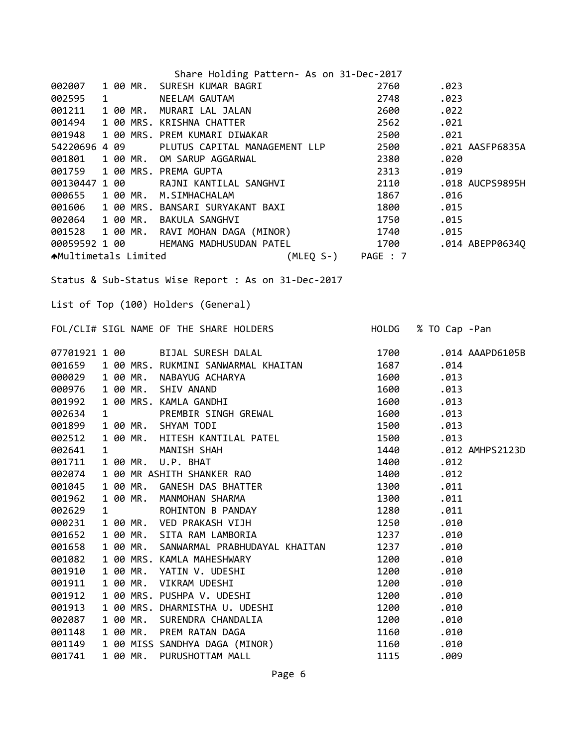Share Holding Pattern- As on 31-Dec-2017

| FOL/CLI# | SIGL | NAME OF THE SHARE HOLDERS | HOLDG | % TO Cap | -Pan |
|---|---|---|---|---|---|
| 002007 | 1 00 MR. | SURESH KUMAR BAGRI | 2760 | .023 | |
| 002595 | 1 | NEELAM GAUTAM | 2748 | .023 | |
| 001211 | 1 00 MR. | MURARI LAL JALAN | 2600 | .022 | |
| 001494 | 1 00 MRS. | KRISHNA CHATTER | 2562 | .021 | |
| 001948 | 1 00 MRS. | PREM KUMARI DIWAKAR | 2500 | .021 | |
| 54220696 | 4 09 | PLUTUS CAPITAL MANAGEMENT LLP | 2500 | .021 | AASFP6835A |
| 001801 | 1 00 MR. | OM SARUP AGGARWAL | 2380 | .020 | |
| 001759 | 1 00 MRS. | PREMA GUPTA | 2313 | .019 | |
| 00130447 | 1 00 | RAJNI KANTILAL SANGHVI | 2110 | .018 | AUCPS9895H |
| 000655 | 1 00 MR. | M.SIMHACHALAM | 1867 | .016 | |
| 001606 | 1 00 MRS. | BANSARI SURYAKANT BAXI | 1800 | .015 | |
| 002064 | 1 00 MR. | BAKULA SANGHVI | 1750 | .015 | |
| 001528 | 1 00 MR. | RAVI MOHAN DAGA (MINOR) | 1740 | .015 | |
| 00059592 | 1 00 | HEMANG MADHUSUDAN PATEL | 1700 | .014 | ABEPP0634Q |

Multimetals Limited (MLEQ S-) PAGE : 7

Status & Sub-Status Wise Report : As on 31-Dec-2017

List of Top (100) Holders (General)

| FOL/CLI# | SIGL | NAME OF THE SHARE HOLDERS | HOLDG | % TO Cap | -Pan |
|---|---|---|---|---|---|
| 07701921 | 1 00 | BIJAL SURESH DALAL | 1700 | .014 | AAAPD6105B |
| 001659 | 1 00 MRS. | RUKMINI SANWARMAL KHAITAN | 1687 | .014 | |
| 000029 | 1 00 MR. | NABAYUG ACHARYA | 1600 | .013 | |
| 000976 | 1 00 MR. | SHIV ANAND | 1600 | .013 | |
| 001992 | 1 00 MRS. | KAMLA GANDHI | 1600 | .013 | |
| 002634 | 1 | PREMBIR SINGH GREWAL | 1600 | .013 | |
| 001899 | 1 00 MR. | SHYAM TODI | 1500 | .013 | |
| 002512 | 1 00 MR. | HITESH KANTILAL PATEL | 1500 | .013 | |
| 002641 | 1 | MANISH SHAH | 1440 | .012 | AMHPS2123D |
| 001711 | 1 00 MR. | U.P. BHAT | 1400 | .012 | |
| 002074 | 1 00 MR | ASHITH SHANKER RAO | 1400 | .012 | |
| 001045 | 1 00 MR. | GANESH DAS BHATTER | 1300 | .011 | |
| 001962 | 1 00 MR. | MANMOHAN SHARMA | 1300 | .011 | |
| 002629 | 1 | ROHINTON B PANDAY | 1280 | .011 | |
| 000231 | 1 00 MR. | VED PRAKASH VIJH | 1250 | .010 | |
| 001652 | 1 00 MR. | SITA RAM LAMBORIA | 1237 | .010 | |
| 001658 | 1 00 MR. | SANWARMAL PRABHUDAYAL KHAITAN | 1237 | .010 | |
| 001082 | 1 00 MRS. | KAMLA MAHESHWARY | 1200 | .010 | |
| 001910 | 1 00 MR. | YATIN V. UDESHI | 1200 | .010 | |
| 001911 | 1 00 MR. | VIKRAM UDESHI | 1200 | .010 | |
| 001912 | 1 00 MRS. | PUSHPA V. UDESHI | 1200 | .010 | |
| 001913 | 1 00 MRS. | DHARMISTHA U. UDESHI | 1200 | .010 | |
| 002087 | 1 00 MR. | SURENDRA CHANDALIA | 1200 | .010 | |
| 001148 | 1 00 MR. | PREM RATAN DAGA | 1160 | .010 | |
| 001149 | 1 00 MISS | SANDHYA DAGA (MINOR) | 1160 | .010 | |
| 001741 | 1 00 MR. | PURUSHOTTAM MALL | 1115 | .009 | |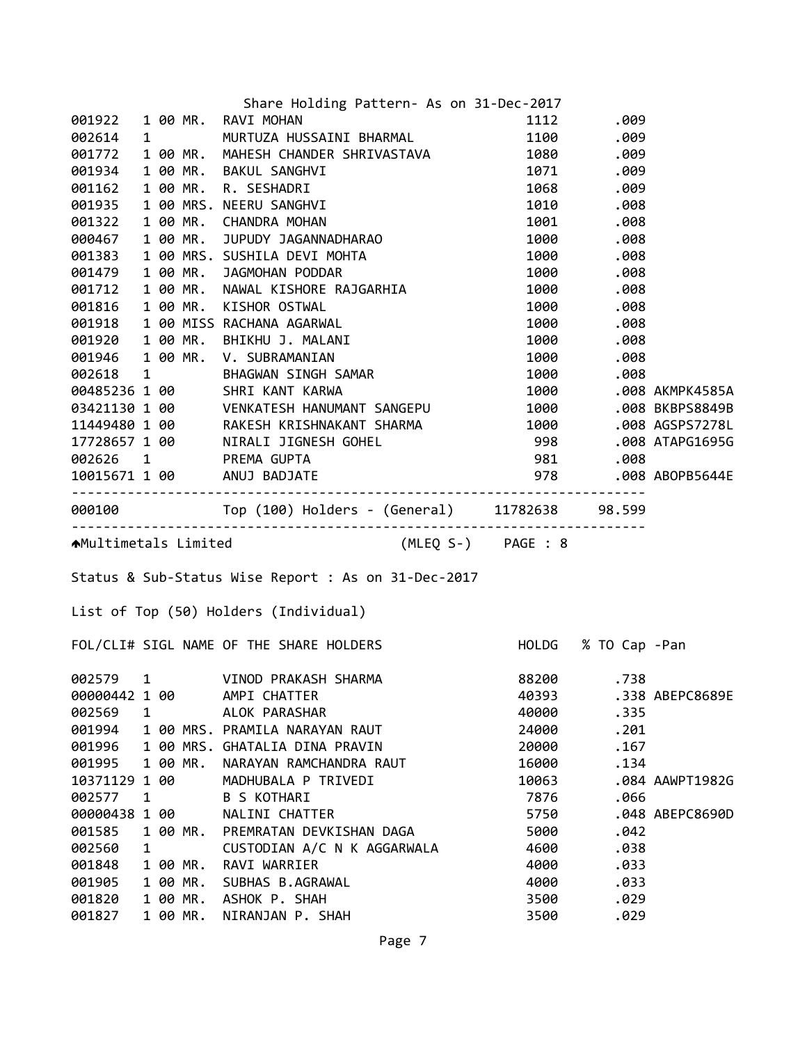Share Holding Pattern- As on 31-Dec-2017

| FOL/CLI# | SIGL | NAME OF THE SHARE HOLDERS | HOLDG | % TO Cap | -Pan |
|---|---|---|---|---|---|
| 001922 | 1 00 | MR. RAVI MOHAN | 1112 | .009 | |
| 002614 | 1 | MURTUZA HUSSAINI BHARMAL | 1100 | .009 | |
| 001772 | 1 00 | MR. MAHESH CHANDER SHRIVASTAVA | 1080 | .009 | |
| 001934 | 1 00 | MR. BAKUL SANGHVI | 1071 | .009 | |
| 001162 | 1 00 | MR. R. SESHADRI | 1068 | .009 | |
| 001935 | 1 00 | MRS. NEERU SANGHVI | 1010 | .008 | |
| 001322 | 1 00 | MR. CHANDRA MOHAN | 1001 | .008 | |
| 000467 | 1 00 | MR. JUPUDY JAGANNADHARAO | 1000 | .008 | |
| 001383 | 1 00 | MRS. SUSHILA DEVI MOHTA | 1000 | .008 | |
| 001479 | 1 00 | MR. JAGMOHAN PODDAR | 1000 | .008 | |
| 001712 | 1 00 | MR. NAWAL KISHORE RAJGARHIA | 1000 | .008 | |
| 001816 | 1 00 | MR. KISHOR OSTWAL | 1000 | .008 | |
| 001918 | 1 00 | MISS RACHANA AGARWAL | 1000 | .008 | |
| 001920 | 1 00 | MR. BHIKHU J. MALANI | 1000 | .008 | |
| 001946 | 1 00 | MR. V. SUBRAMANIAN | 1000 | .008 | |
| 002618 | 1 | BHAGWAN SINGH SAMAR | 1000 | .008 | |
| 00485236 | 1 00 | SHRI KANT KARWA | 1000 | .008 | AKMPK4585A |
| 03421130 | 1 00 | VENKATESH HANUMANT SANGEPU | 1000 | .008 | BKBPS8849B |
| 11449480 | 1 00 | RAKESH KRISHNAKANT SHARMA | 1000 | .008 | AGSPS7278L |
| 17728657 | 1 00 | NIRALI JIGNESH GOHEL | 998 | .008 | ATAPG1695G |
| 002626 | 1 | PREMA GUPTA | 981 | .008 | |
| 10015671 | 1 00 | ANUJ BADJATE | 978 | .008 | ABOPB5644E |
| 000100 | | Top (100) Holders - (General) | 11782638 | 98.599 | |

Multimetals Limited (MLEQ S-) PAGE : 8

Status & Sub-Status Wise Report : As on 31-Dec-2017

List of Top (50) Holders (Individual)

| FOL/CLI# | SIGL | NAME OF THE SHARE HOLDERS | HOLDG | % TO Cap | -Pan |
|---|---|---|---|---|---|
| 002579 | 1 | VINOD PRAKASH SHARMA | 88200 | .738 | |
| 00000442 | 1 00 | AMPI CHATTER | 40393 | .338 | ABEPC8689E |
| 002569 | 1 | ALOK PARASHAR | 40000 | .335 | |
| 001994 | 1 00 | MRS. PRAMILA NARAYAN RAUT | 24000 | .201 | |
| 001996 | 1 00 | MRS. GHATALIA DINA PRAVIN | 20000 | .167 | |
| 001995 | 1 00 | MR. NARAYAN RAMCHANDRA RAUT | 16000 | .134 | |
| 10371129 | 1 00 | MADHUBALA P TRIVEDI | 10063 | .084 | AAWPT1982G |
| 002577 | 1 | B S KOTHARI | 7876 | .066 | |
| 00000438 | 1 00 | NALINI CHATTER | 5750 | .048 | ABEPC8690D |
| 001585 | 1 00 | MR. PREMRATAN DEVKISHAN DAGA | 5000 | .042 | |
| 002560 | 1 | CUSTODIAN A/C N K AGGARWALA | 4600 | .038 | |
| 001848 | 1 00 | MR. RAVI WARRIER | 4000 | .033 | |
| 001905 | 1 00 | MR. SUBHAS B.AGRAWAL | 4000 | .033 | |
| 001820 | 1 00 | MR. ASHOK P. SHAH | 3500 | .029 | |
| 001827 | 1 00 | MR. NIRANJAN P. SHAH | 3500 | .029 | |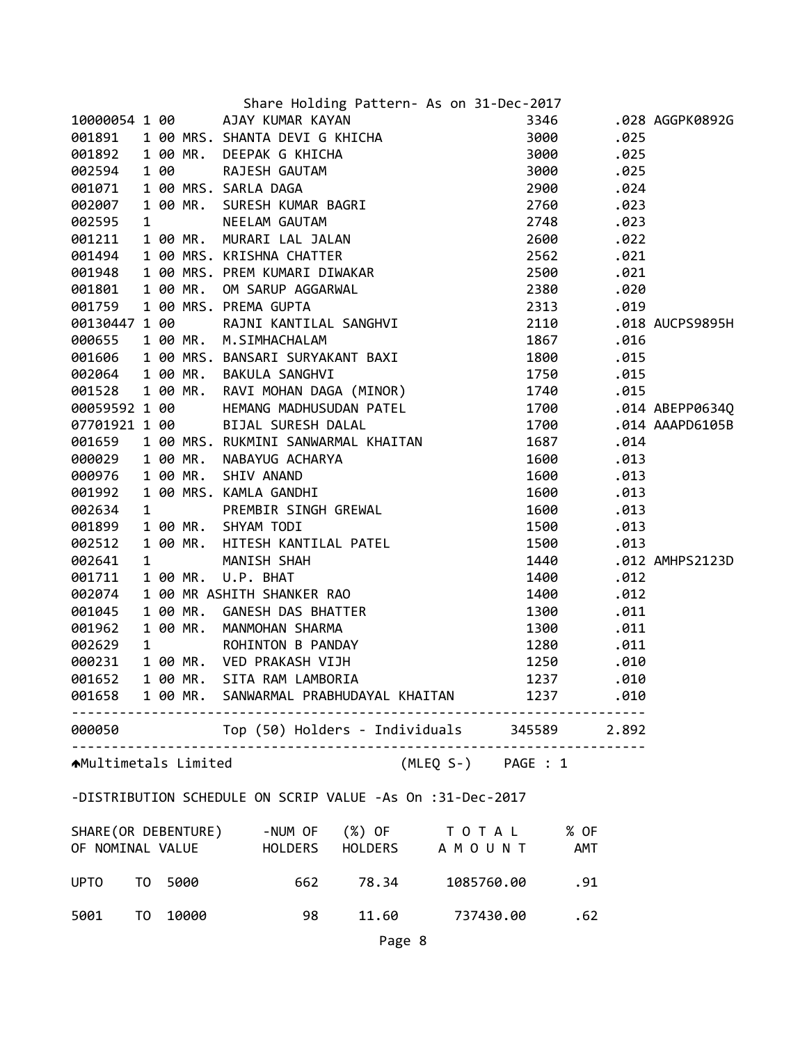Share Holding Pattern- As on 31-Dec-2017

| Folio | | | Name | Shares | % | PAN |
|---|---|---|---|---|---|---|
| 10000054 | 1 00 | | AJAY KUMAR KAYAN | 3346 | .028 | AGGPK0892G |
| 001891 | 1 00 | MRS. | SHANTA DEVI G KHICHA | 3000 | .025 | |
| 001892 | 1 00 | MR. | DEEPAK G KHICHA | 3000 | .025 | |
| 002594 | 1 00 | | RAJESH GAUTAM | 3000 | .025 | |
| 001071 | 1 00 | MRS. | SARLA DAGA | 2900 | .024 | |
| 002007 | 1 00 | MR. | SURESH KUMAR BAGRI | 2760 | .023 | |
| 002595 | 1 | | NEELAM GAUTAM | 2748 | .023 | |
| 001211 | 1 00 | MR. | MURARI LAL JALAN | 2600 | .022 | |
| 001494 | 1 00 | MRS. | KRISHNA CHATTER | 2562 | .021 | |
| 001948 | 1 00 | MRS. | PREM KUMARI DIWAKAR | 2500 | .021 | |
| 001801 | 1 00 | MR. | OM SARUP AGGARWAL | 2380 | .020 | |
| 001759 | 1 00 | MRS. | PREMA GUPTA | 2313 | .019 | |
| 00130447 | 1 00 | | RAJNI KANTILAL SANGHVI | 2110 | .018 | AUCPS9895H |
| 000655 | 1 00 | MR. | M.SIMHACHALAM | 1867 | .016 | |
| 001606 | 1 00 | MRS. | BANSARI SURYAKANT BAXI | 1800 | .015 | |
| 002064 | 1 00 | MR. | BAKULA SANGHVI | 1750 | .015 | |
| 001528 | 1 00 | MR. | RAVI MOHAN DAGA (MINOR) | 1740 | .015 | |
| 00059592 | 1 00 | | HEMANG MADHUSUDAN PATEL | 1700 | .014 | ABEPP0634Q |
| 07701921 | 1 00 | | BIJAL SURESH DALAL | 1700 | .014 | AAAPD6105B |
| 001659 | 1 00 | MRS. | RUKMINI SANWARMAL KHAITAN | 1687 | .014 | |
| 000029 | 1 00 | MR. | NABAYUG ACHARYA | 1600 | .013 | |
| 000976 | 1 00 | MR. | SHIV ANAND | 1600 | .013 | |
| 001992 | 1 00 | MRS. | KAMLA GANDHI | 1600 | .013 | |
| 002634 | 1 | | PREMBIR SINGH GREWAL | 1600 | .013 | |
| 001899 | 1 00 | MR. | SHYAM TODI | 1500 | .013 | |
| 002512 | 1 00 | MR. | HITESH KANTILAL PATEL | 1500 | .013 | |
| 002641 | 1 | | MANISH SHAH | 1440 | .012 | AMHPS2123D |
| 001711 | 1 00 | MR. | U.P. BHAT | 1400 | .012 | |
| 002074 | 1 00 | MR | ASHITH SHANKER RAO | 1400 | .012 | |
| 001045 | 1 00 | MR. | GANESH DAS BHATTER | 1300 | .011 | |
| 001962 | 1 00 | MR. | MANMOHAN SHARMA | 1300 | .011 | |
| 002629 | 1 | | ROHINTON B PANDAY | 1280 | .011 | |
| 000231 | 1 00 | MR. | VED PRAKASH VIJH | 1250 | .010 | |
| 001652 | 1 00 | MR. | SITA RAM LAMBORIA | 1237 | .010 | |
| 001658 | 1 00 | MR. | SANWARMAL PRABHUDAYAL KHAITAN | 1237 | .010 | |
| 000050 | | | Top (50) Holders - Individuals | 345589 | 2.892 | |

Multimetals Limited (MLEQ S-) PAGE : 1

-DISTRIBUTION SCHEDULE ON SCRIP VALUE -As On :31-Dec-2017

| SHARE(OR DEBENTURE) OF NOMINAL VALUE | -NUM OF HOLDERS | (%) OF HOLDERS | T O T A L A M O U N T | % OF AMT |
|---|---|---|---|---|
| UPTO TO 5000 | 662 | 78.34 | 1085760.00 | .91 |
| 5001 TO 10000 | 98 | 11.60 | 737430.00 | .62 |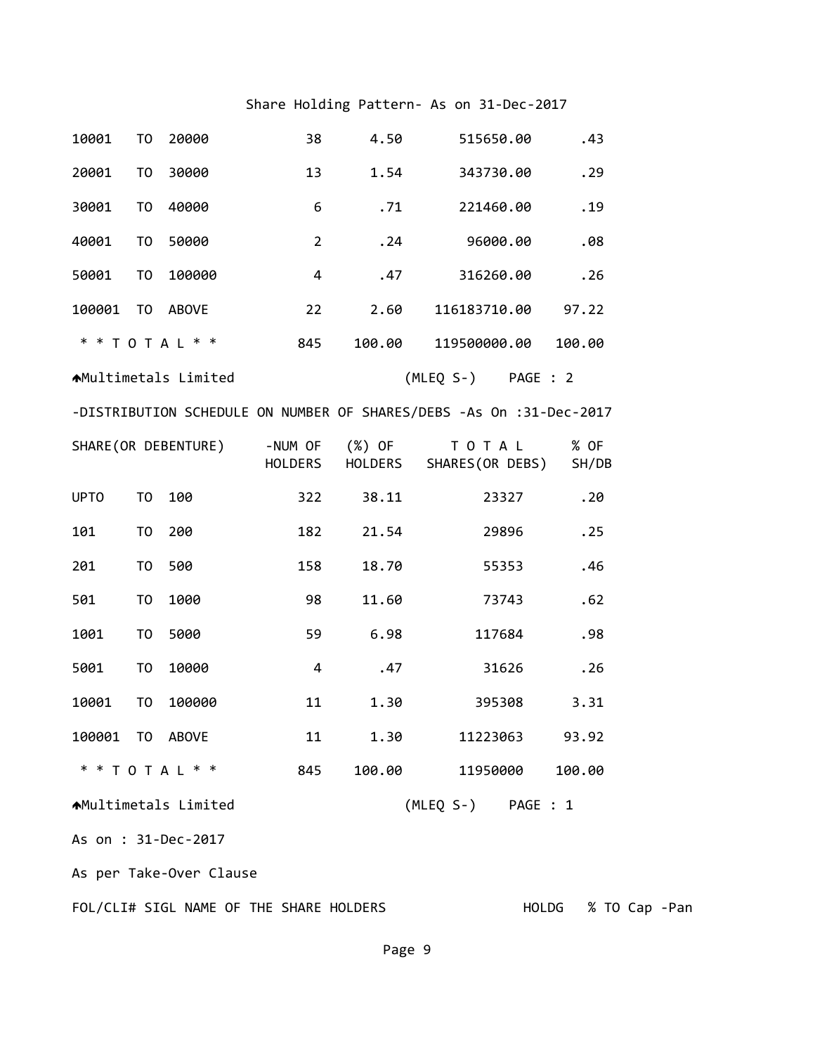Share Holding Pattern- As on 31-Dec-2017

| | | | | | | |
|---|---|---|---|---|---|---|
| 10001 | TO | 20000 | 38 | 4.50 | 515650.00 | .43 |
| 20001 | TO | 30000 | 13 | 1.54 | 343730.00 | .29 |
| 30001 | TO | 40000 | 6 | .71 | 221460.00 | .19 |
| 40001 | TO | 50000 | 2 | .24 | 96000.00 | .08 |
| 50001 | TO | 100000 | 4 | .47 | 316260.00 | .26 |
| 100001 | TO | ABOVE | 22 | 2.60 | 116183710.00 | 97.22 |
| * * T O T A L * * | | | 845 | 100.00 | 119500000.00 | 100.00 |

♠Multimetals Limited (MLEQ S-) PAGE : 2

-DISTRIBUTION SCHEDULE ON NUMBER OF SHARES/DEBS -As On :31-Dec-2017

| SHARE(OR DEBENTURE) | | | -NUM OF HOLDERS | (%) OF HOLDERS | T O T A L SHARES(OR DEBS) | % OF SH/DB |
|---|---|---|---|---|---|---|
| UPTO | TO | 100 | 322 | 38.11 | 23327 | .20 |
| 101 | TO | 200 | 182 | 21.54 | 29896 | .25 |
| 201 | TO | 500 | 158 | 18.70 | 55353 | .46 |
| 501 | TO | 1000 | 98 | 11.60 | 73743 | .62 |
| 1001 | TO | 5000 | 59 | 6.98 | 117684 | .98 |
| 5001 | TO | 10000 | 4 | .47 | 31626 | .26 |
| 10001 | TO | 100000 | 11 | 1.30 | 395308 | 3.31 |
| 100001 | TO | ABOVE | 11 | 1.30 | 11223063 | 93.92 |
| * * T O T A L * * | | | 845 | 100.00 | 11950000 | 100.00 |

♠Multimetals Limited (MLEQ S-) PAGE : 1

As on : 31-Dec-2017

As per Take-Over Clause

FOL/CLI# SIGL NAME OF THE SHARE HOLDERS HOLDG % TO Cap -Pan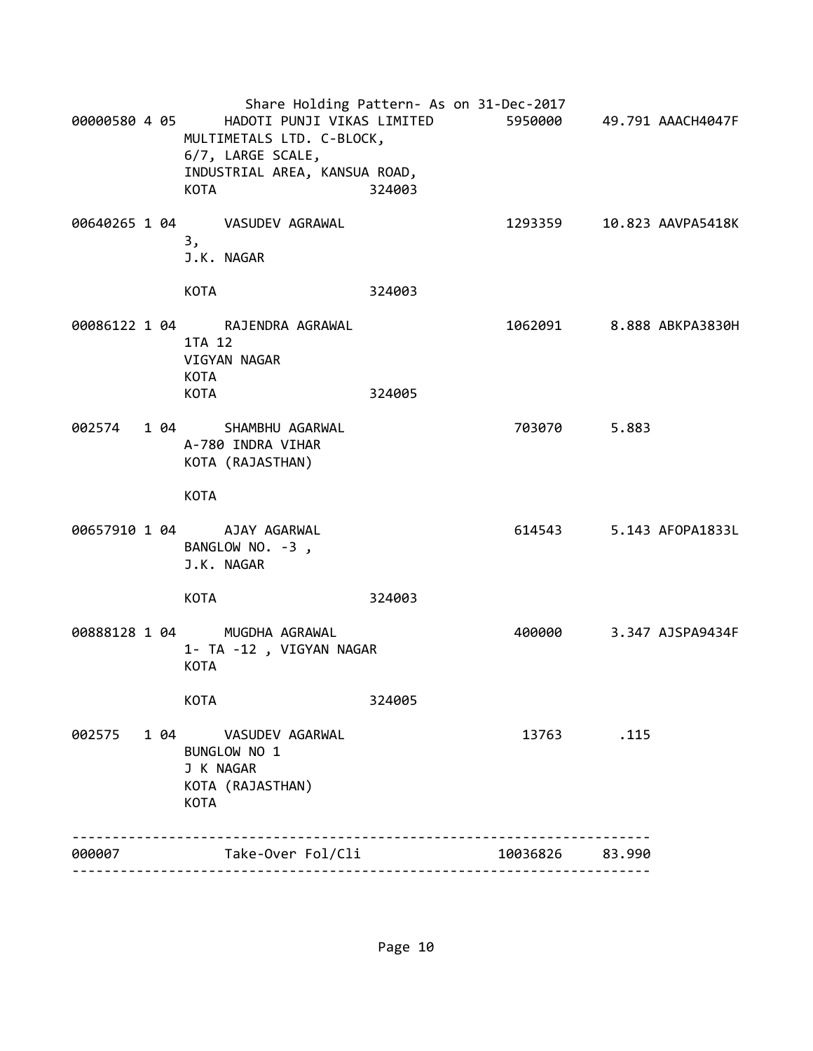Share Holding Pattern- As on 31-Dec-2017

| | | | | | | |
|---|---|---|---|---|---|---|
| 00000580 | 4 05 | HADOTI PUNJI VIKAS LIMITED<br>MULTIMETALS LTD. C-BLOCK,<br>6/7, LARGE SCALE,<br>INDUSTRIAL AREA, KANSUA ROAD,<br>KOTA | 324003 | 5950000 | 49.791 | AAACH4047F |
| 00640265 | 1 04 | VASUDEV AGRAWAL<br>3,<br>J.K. NAGAR<br><br>KOTA | 324003 | 1293359 | 10.823 | AAVPA5418K |
| 00086122 | 1 04 | RAJENDRA AGRAWAL<br>1TA 12<br>VIGYAN NAGAR<br>KOTA<br>KOTA | 324005 | 1062091 | 8.888 | ABKPA3830H |
| 002574 | 1 04 | SHAMBHU AGARWAL<br>A-780 INDRA VIHAR<br>KOTA (RAJASTHAN)<br><br>KOTA | | 703070 | 5.883 | |
| 00657910 | 1 04 | AJAY AGARWAL<br>BANGLOW NO. -3 ,<br>J.K. NAGAR<br><br>KOTA | 324003 | 614543 | 5.143 | AFOPA1833L |
| 00888128 | 1 04 | MUGDHA AGRAWAL<br>1- TA -12 , VIGYAN NAGAR<br>KOTA<br><br>KOTA | 324005 | 400000 | 3.347 | AJSPA9434F |
| 002575 | 1 04 | VASUDEV AGARWAL<br>BUNGLOW NO 1<br>J K NAGAR<br>KOTA (RAJASTHAN)<br>KOTA | | 13763 | .115 | |
| 000007 | | Take-Over Fol/Cli | | 10036826 | 83.990 | |